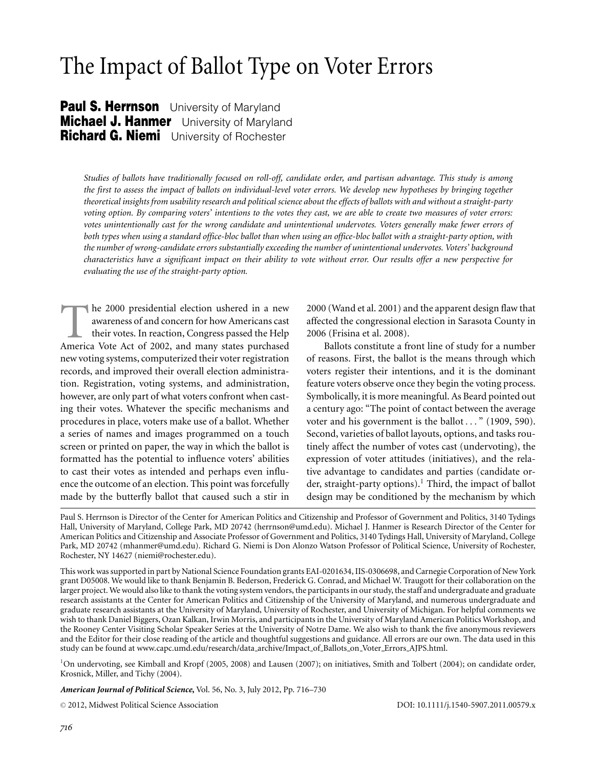# The Impact of Ballot Type on Voter Errors

**Paul S. Herrnson** University of Maryland
**Michael J. Hanmer** University of Maryland
**Richard G. Niemi** University of Rochester

*Studies of ballots have traditionally focused on roll-off, candidate order, and partisan advantage. This study is among the first to assess the impact of ballots on individual-level voter errors. We develop new hypotheses by bringing together theoretical insights from usability research and political science about the effects of ballots with and without a straight-party voting option. By comparing voters' intentions to the votes they cast, we are able to create two measures of voter errors: votes unintentionally cast for the wrong candidate and unintentional undervotes. Voters generally make fewer errors of both types when using a standard office-bloc ballot than when using an office-bloc ballot with a straight-party option, with the number of wrong-candidate errors substantially exceeding the number of unintentional undervotes. Voters' background characteristics have a significant impact on their ability to vote without error. Our results offer a new perspective for evaluating the use of the straight-party option.*

The 2000 presidential election ushered in a new awareness of and concern for how Americans cast their votes. In reaction, Congress passed the Help America Vote Act of 2002, and many states purchased new voting systems, computerized their voter registration records, and improved their overall election administration. Registration, voting systems, and administration, however, are only part of what voters confront when casting their votes. Whatever the specific mechanisms and procedures in place, voters make use of a ballot. Whether a series of names and images programmed on a touch screen or printed on paper, the way in which the ballot is formatted has the potential to influence voters' abilities to cast their votes as intended and perhaps even influence the outcome of an election. This point was forcefully made by the butterfly ballot that caused such a stir in 2000 (Wand et al. 2001) and the apparent design flaw that affected the congressional election in Sarasota County in 2006 (Frisina et al. 2008).

Ballots constitute a front line of study for a number of reasons. First, the ballot is the means through which voters register their intentions, and it is the dominant feature voters observe once they begin the voting process. Symbolically, it is more meaningful. As Beard pointed out a century ago: "The point of contact between the average voter and his government is the ballot . . . " (1909, 590). Second, varieties of ballot layouts, options, and tasks routinely affect the number of votes cast (undervoting), the expression of voter attitudes (initiatives), and the relative advantage to candidates and parties (candidate order, straight-party options).[1] Third, the impact of ballot design may be conditioned by the mechanism by which

Paul S. Herrnson is Director of the Center for American Politics and Citizenship and Professor of Government and Politics, 3140 Tydings Hall, University of Maryland, College Park, MD 20742 (herrnson@umd.edu). Michael J. Hanmer is Research Director of the Center for American Politics and Citizenship and Associate Professor of Government and Politics, 3140 Tydings Hall, University of Maryland, College Park, MD 20742 (mhanmer@umd.edu). Richard G. Niemi is Don Alonzo Watson Professor of Political Science, University of Rochester, Rochester, NY 14627 (niemi@rochester.edu).

This work was supported in part by National Science Foundation grants EAI-0201634, IIS-0306698, and Carnegie Corporation of New York grant D05008. We would like to thank Benjamin B. Bederson, Frederick G. Conrad, and Michael W. Traugott for their collaboration on the larger project. We would also like to thank the voting system vendors, the participants in our study, the staff and undergraduate and graduate research assistants at the Center for American Politics and Citizenship of the University of Maryland, and numerous undergraduate and graduate research assistants at the University of Maryland, University of Rochester, and University of Michigan. For helpful comments we wish to thank Daniel Biggers, Ozan Kalkan, Irwin Morris, and participants in the University of Maryland American Politics Workshop, and the Rooney Center Visiting Scholar Speaker Series at the University of Notre Dame. We also wish to thank the five anonymous reviewers and the Editor for their close reading of the article and thoughtful suggestions and guidance. All errors are our own. The data used in this study can be found at www.capc.umd.edu/research/data_archive/Impact_of_Ballots_on_Voter_Errors_AJPS.html.

[1] On undervoting, see Kimball and Kropf (2005, 2008) and Lausen (2007); on initiatives, Smith and Tolbert (2004); on candidate order, Krosnick, Miller, and Tichy (2004).

*American Journal of Political Science*, Vol. 56, No. 3, July 2012, Pp. 716–730

© 2012, Midwest Political Science Association DOI: 10.1111/j.1540-5907.2011.00579.x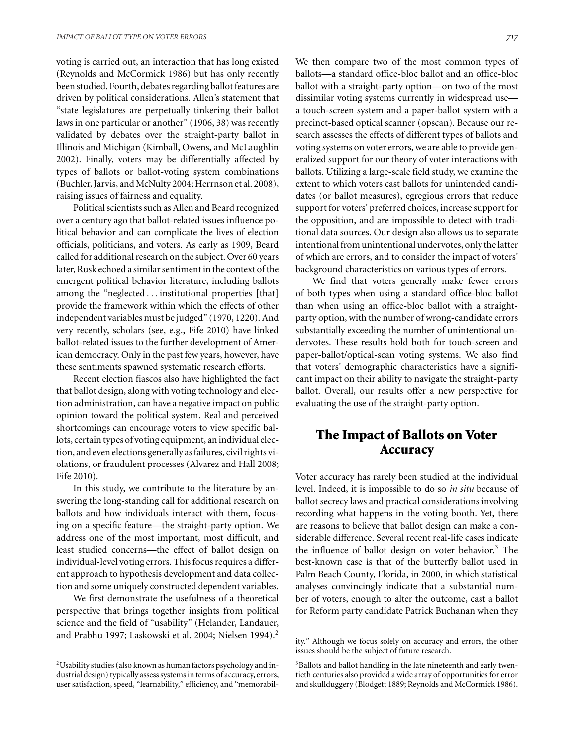voting is carried out, an interaction that has long existed (Reynolds and McCormick 1986) but has only recently been studied. Fourth, debates regarding ballot features are driven by political considerations. Allen's statement that "state legislatures are perpetually tinkering their ballot laws in one particular or another" (1906, 38) was recently validated by debates over the straight-party ballot in Illinois and Michigan (Kimball, Owens, and McLaughlin 2002). Finally, voters may be differentially affected by types of ballots or ballot-voting system combinations (Buchler, Jarvis, and McNulty 2004; Herrnson et al. 2008), raising issues of fairness and equality.

Political scientists such as Allen and Beard recognized over a century ago that ballot-related issues influence political behavior and can complicate the lives of election officials, politicians, and voters. As early as 1909, Beard called for additional research on the subject. Over 60 years later, Rusk echoed a similar sentiment in the context of the emergent political behavior literature, including ballots among the "neglected . . . institutional properties [that] provide the framework within which the effects of other independent variables must be judged" (1970, 1220). And very recently, scholars (see, e.g., Fife 2010) have linked ballot-related issues to the further development of American democracy. Only in the past few years, however, have these sentiments spawned systematic research efforts.

Recent election fiascos also have highlighted the fact that ballot design, along with voting technology and election administration, can have a negative impact on public opinion toward the political system. Real and perceived shortcomings can encourage voters to view specific ballots, certain types of voting equipment, an individual election, and even elections generally as failures, civil rights violations, or fraudulent processes (Alvarez and Hall 2008; Fife 2010).

In this study, we contribute to the literature by answering the long-standing call for additional research on ballots and how individuals interact with them, focusing on a specific feature—the straight-party option. We address one of the most important, most difficult, and least studied concerns—the effect of ballot design on individual-level voting errors. This focus requires a different approach to hypothesis development and data collection and some uniquely constructed dependent variables.

We first demonstrate the usefulness of a theoretical perspective that brings together insights from political science and the field of "usability" (Helander, Landauer, and Prabhu 1997; Laskowski et al. 2004; Nielsen 1994).[2] We then compare two of the most common types of ballots—a standard office-bloc ballot and an office-bloc ballot with a straight-party option—on two of the most dissimilar voting systems currently in widespread use—a touch-screen system and a paper-ballot system with a precinct-based optical scanner (opscan). Because our research assesses the effects of different types of ballots and voting systems on voter errors, we are able to provide generalized support for our theory of voter interactions with ballots. Utilizing a large-scale field study, we examine the extent to which voters cast ballots for unintended candidates (or ballot measures), egregious errors that reduce support for voters' preferred choices, increase support for the opposition, and are impossible to detect with traditional data sources. Our design also allows us to separate intentional from unintentional undervotes, only the latter of which are errors, and to consider the impact of voters' background characteristics on various types of errors.

We find that voters generally make fewer errors of both types when using a standard office-bloc ballot than when using an office-bloc ballot with a straight-party option, with the number of wrong-candidate errors substantially exceeding the number of unintentional undervotes. These results hold both for touch-screen and paper-ballot/optical-scan voting systems. We also find that voters' demographic characteristics have a significant impact on their ability to navigate the straight-party ballot. Overall, our results offer a new perspective for evaluating the use of the straight-party option.

## The Impact of Ballots on Voter Accuracy

Voter accuracy has rarely been studied at the individual level. Indeed, it is impossible to do so *in situ* because of ballot secrecy laws and practical considerations involving recording what happens in the voting booth. Yet, there are reasons to believe that ballot design can make a considerable difference. Several recent real-life cases indicate the influence of ballot design on voter behavior.[3] The best-known case is that of the butterfly ballot used in Palm Beach County, Florida, in 2000, in which statistical analyses convincingly indicate that a substantial number of voters, enough to alter the outcome, cast a ballot for Reform party candidate Patrick Buchanan when they

[2] Usability studies (also known as human factors psychology and industrial design) typically assess systems in terms of accuracy, errors, user satisfaction, speed, "learnability," efficiency, and "memorability." Although we focus solely on accuracy and errors, the other issues should be the subject of future research.

[3] Ballots and ballot handling in the late nineteenth and early twentieth centuries also provided a wide array of opportunities for error and skullduggery (Blodgett 1889; Reynolds and McCormick 1986).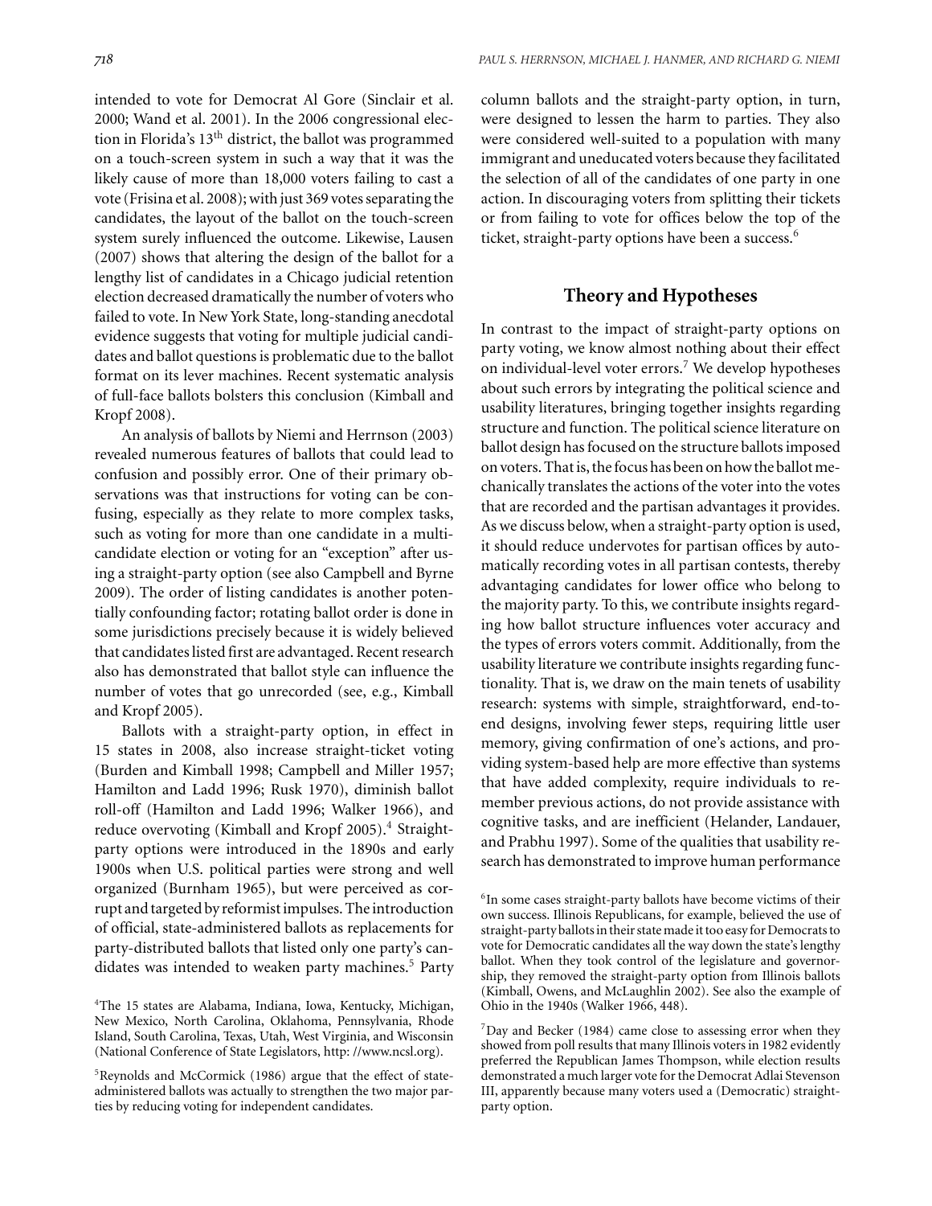intended to vote for Democrat Al Gore (Sinclair et al. 2000; Wand et al. 2001). In the 2006 congressional election in Florida's 13th district, the ballot was programmed on a touch-screen system in such a way that it was the likely cause of more than 18,000 voters failing to cast a vote (Frisina et al. 2008); with just 369 votes separating the candidates, the layout of the ballot on the touch-screen system surely influenced the outcome. Likewise, Lausen (2007) shows that altering the design of the ballot for a lengthy list of candidates in a Chicago judicial retention election decreased dramatically the number of voters who failed to vote. In New York State, long-standing anecdotal evidence suggests that voting for multiple judicial candidates and ballot questions is problematic due to the ballot format on its lever machines. Recent systematic analysis of full-face ballots bolsters this conclusion (Kimball and Kropf 2008).

An analysis of ballots by Niemi and Herrnson (2003) revealed numerous features of ballots that could lead to confusion and possibly error. One of their primary observations was that instructions for voting can be confusing, especially as they relate to more complex tasks, such as voting for more than one candidate in a multicandidate election or voting for an "exception" after using a straight-party option (see also Campbell and Byrne 2009). The order of listing candidates is another potentially confounding factor; rotating ballot order is done in some jurisdictions precisely because it is widely believed that candidates listed first are advantaged. Recent research also has demonstrated that ballot style can influence the number of votes that go unrecorded (see, e.g., Kimball and Kropf 2005).

Ballots with a straight-party option, in effect in 15 states in 2008, also increase straight-ticket voting (Burden and Kimball 1998; Campbell and Miller 1957; Hamilton and Ladd 1996; Rusk 1970), diminish ballot roll-off (Hamilton and Ladd 1996; Walker 1966), and reduce overvoting (Kimball and Kropf 2005).[4] Straight-party options were introduced in the 1890s and early 1900s when U.S. political parties were strong and well organized (Burnham 1965), but were perceived as corrupt and targeted by reformist impulses. The introduction of official, state-administered ballots as replacements for party-distributed ballots that listed only one party's candidates was intended to weaken party machines.[5] Party column ballots and the straight-party option, in turn, were designed to lessen the harm to parties. They also were considered well-suited to a population with many immigrant and uneducated voters because they facilitated the selection of all of the candidates of one party in one action. In discouraging voters from splitting their tickets or from failing to vote for offices below the top of the ticket, straight-party options have been a success.[6]

## Theory and Hypotheses

In contrast to the impact of straight-party options on party voting, we know almost nothing about their effect on individual-level voter errors.[7] We develop hypotheses about such errors by integrating the political science and usability literatures, bringing together insights regarding structure and function. The political science literature on ballot design has focused on the structure ballots imposed on voters. That is, the focus has been on how the ballot mechanically translates the actions of the voter into the votes that are recorded and the partisan advantages it provides. As we discuss below, when a straight-party option is used, it should reduce undervotes for partisan offices by automatically recording votes in all partisan contests, thereby advantaging candidates for lower office who belong to the majority party. To this, we contribute insights regarding how ballot structure influences voter accuracy and the types of errors voters commit. Additionally, from the usability literature we contribute insights regarding functionality. That is, we draw on the main tenets of usability research: systems with simple, straightforward, end-to-end designs, involving fewer steps, requiring little user memory, giving confirmation of one's actions, and providing system-based help are more effective than systems that have added complexity, require individuals to remember previous actions, do not provide assistance with cognitive tasks, and are inefficient (Helander, Landauer, and Prabhu 1997). Some of the qualities that usability research has demonstrated to improve human performance

[4]The 15 states are Alabama, Indiana, Iowa, Kentucky, Michigan, New Mexico, North Carolina, Oklahoma, Pennsylvania, Rhode Island, South Carolina, Texas, Utah, West Virginia, and Wisconsin (National Conference of State Legislators, http: //www.ncsl.org).

[5]Reynolds and McCormick (1986) argue that the effect of state-administered ballots was actually to strengthen the two major parties by reducing voting for independent candidates.

[6]In some cases straight-party ballots have become victims of their own success. Illinois Republicans, for example, believed the use of straight-party ballots in their state made it too easy for Democrats to vote for Democratic candidates all the way down the state's lengthy ballot. When they took control of the legislature and governorship, they removed the straight-party option from Illinois ballots (Kimball, Owens, and McLaughlin 2002). See also the example of Ohio in the 1940s (Walker 1966, 448).

[7]Day and Becker (1984) came close to assessing error when they showed from poll results that many Illinois voters in 1982 evidently preferred the Republican James Thompson, while election results demonstrated a much larger vote for the Democrat Adlai Stevenson III, apparently because many voters used a (Democratic) straight-party option.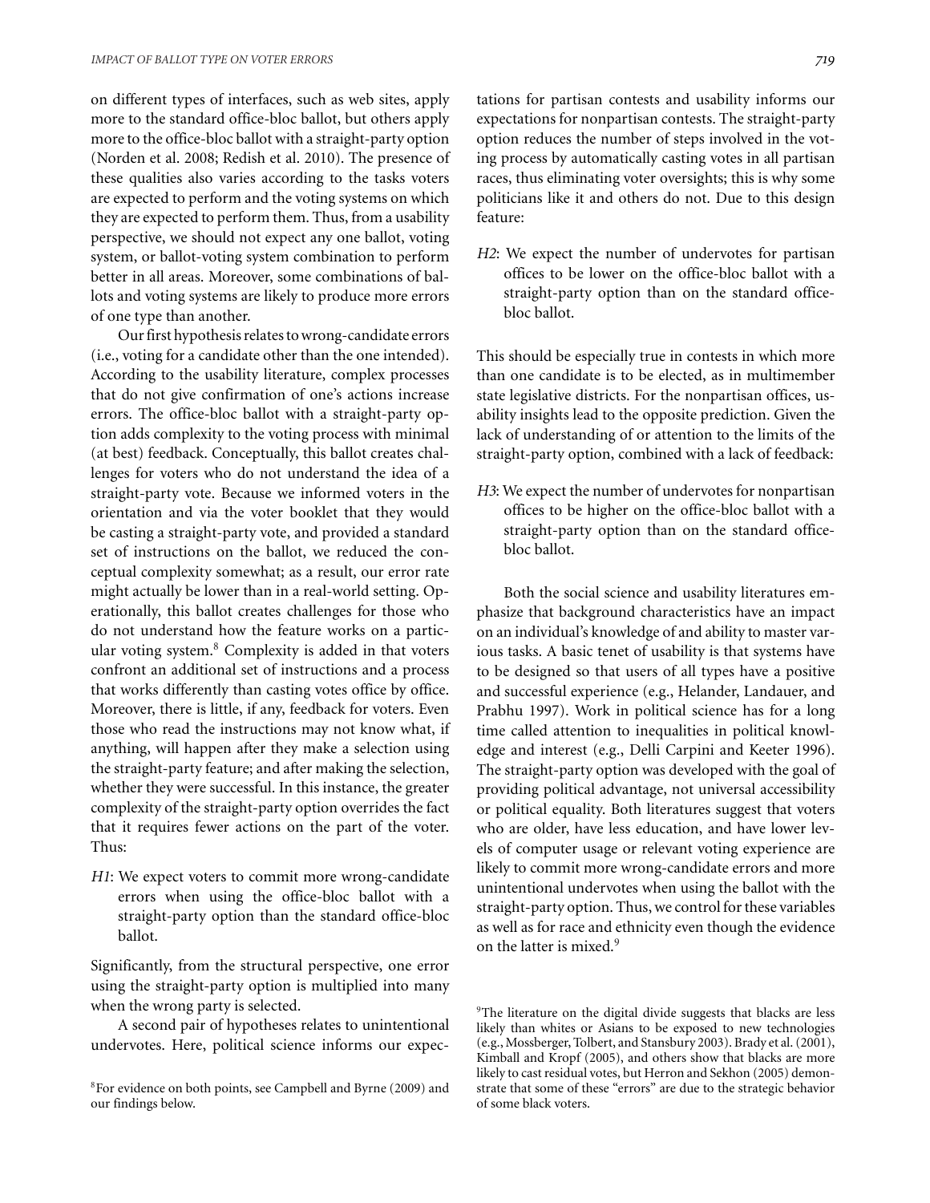on different types of interfaces, such as web sites, apply more to the standard office-bloc ballot, but others apply more to the office-bloc ballot with a straight-party option (Norden et al. 2008; Redish et al. 2010). The presence of these qualities also varies according to the tasks voters are expected to perform and the voting systems on which they are expected to perform them. Thus, from a usability perspective, we should not expect any one ballot, voting system, or ballot-voting system combination to perform better in all areas. Moreover, some combinations of ballots and voting systems are likely to produce more errors of one type than another.

Our first hypothesis relates to wrong-candidate errors (i.e., voting for a candidate other than the one intended). According to the usability literature, complex processes that do not give confirmation of one's actions increase errors. The office-bloc ballot with a straight-party option adds complexity to the voting process with minimal (at best) feedback. Conceptually, this ballot creates challenges for voters who do not understand the idea of a straight-party vote. Because we informed voters in the orientation and via the voter booklet that they would be casting a straight-party vote, and provided a standard set of instructions on the ballot, we reduced the conceptual complexity somewhat; as a result, our error rate might actually be lower than in a real-world setting. Operationally, this ballot creates challenges for those who do not understand how the feature works on a particular voting system.[8] Complexity is added in that voters confront an additional set of instructions and a process that works differently than casting votes office by office. Moreover, there is little, if any, feedback for voters. Even those who read the instructions may not know what, if anything, will happen after they make a selection using the straight-party feature; and after making the selection, whether they were successful. In this instance, the greater complexity of the straight-party option overrides the fact that it requires fewer actions on the part of the voter. Thus:

*H1*: We expect voters to commit more wrong-candidate errors when using the office-bloc ballot with a straight-party option than the standard office-bloc ballot.

Significantly, from the structural perspective, one error using the straight-party option is multiplied into many when the wrong party is selected.

A second pair of hypotheses relates to unintentional undervotes. Here, political science informs our expectations for partisan contests and usability informs our expectations for nonpartisan contests. The straight-party option reduces the number of steps involved in the voting process by automatically casting votes in all partisan races, thus eliminating voter oversights; this is why some politicians like it and others do not. Due to this design feature:

*H2*: We expect the number of undervotes for partisan offices to be lower on the office-bloc ballot with a straight-party option than on the standard office-bloc ballot.

This should be especially true in contests in which more than one candidate is to be elected, as in multimember state legislative districts. For the nonpartisan offices, usability insights lead to the opposite prediction. Given the lack of understanding of or attention to the limits of the straight-party option, combined with a lack of feedback:

*H3*: We expect the number of undervotes for nonpartisan offices to be higher on the office-bloc ballot with a straight-party option than on the standard office-bloc ballot.

Both the social science and usability literatures emphasize that background characteristics have an impact on an individual's knowledge of and ability to master various tasks. A basic tenet of usability is that systems have to be designed so that users of all types have a positive and successful experience (e.g., Helander, Landauer, and Prabhu 1997). Work in political science has for a long time called attention to inequalities in political knowledge and interest (e.g., Delli Carpini and Keeter 1996). The straight-party option was developed with the goal of providing political advantage, not universal accessibility or political equality. Both literatures suggest that voters who are older, have less education, and have lower levels of computer usage or relevant voting experience are likely to commit more wrong-candidate errors and more unintentional undervotes when using the ballot with the straight-party option. Thus, we control for these variables as well as for race and ethnicity even though the evidence on the latter is mixed.[9]

[8]For evidence on both points, see Campbell and Byrne (2009) and our findings below.

[9]The literature on the digital divide suggests that blacks are less likely than whites or Asians to be exposed to new technologies (e.g., Mossberger, Tolbert, and Stansbury 2003). Brady et al. (2001), Kimball and Kropf (2005), and others show that blacks are more likely to cast residual votes, but Herron and Sekhon (2005) demonstrate that some of these "errors" are due to the strategic behavior of some black voters.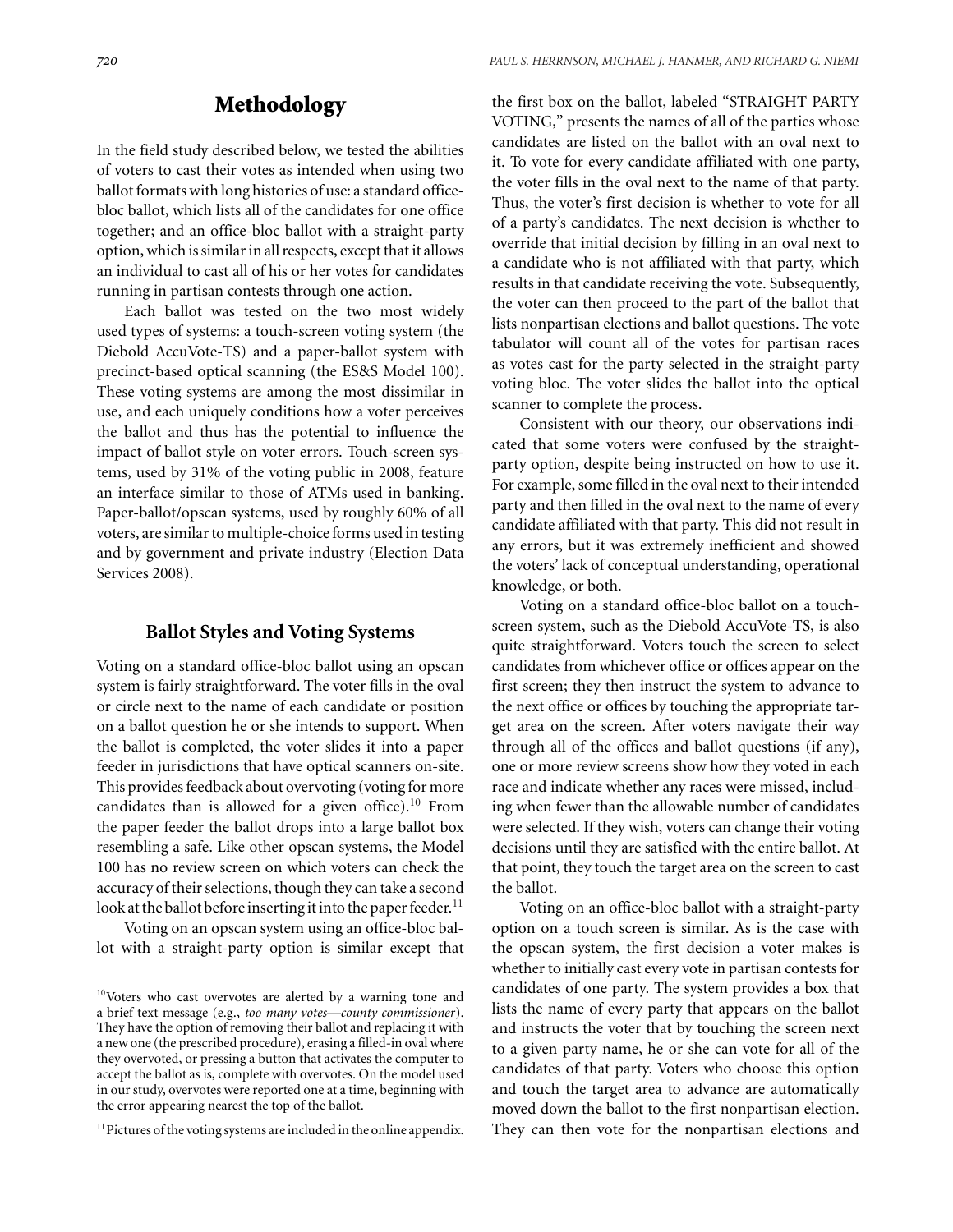## Methodology

In the field study described below, we tested the abilities of voters to cast their votes as intended when using two ballot formats with long histories of use: a standard office-bloc ballot, which lists all of the candidates for one office together; and an office-bloc ballot with a straight-party option, which is similar in all respects, except that it allows an individual to cast all of his or her votes for candidates running in partisan contests through one action.

Each ballot was tested on the two most widely used types of systems: a touch-screen voting system (the Diebold AccuVote-TS) and a paper-ballot system with precinct-based optical scanning (the ES&S Model 100). These voting systems are among the most dissimilar in use, and each uniquely conditions how a voter perceives the ballot and thus has the potential to influence the impact of ballot style on voter errors. Touch-screen systems, used by 31% of the voting public in 2008, feature an interface similar to those of ATMs used in banking. Paper-ballot/opscan systems, used by roughly 60% of all voters, are similar to multiple-choice forms used in testing and by government and private industry (Election Data Services 2008).

### Ballot Styles and Voting Systems

Voting on a standard office-bloc ballot using an opscan system is fairly straightforward. The voter fills in the oval or circle next to the name of each candidate or position on a ballot question he or she intends to support. When the ballot is completed, the voter slides it into a paper feeder in jurisdictions that have optical scanners on-site. This provides feedback about overvoting (voting for more candidates than is allowed for a given office).[10] From the paper feeder the ballot drops into a large ballot box resembling a safe. Like other opscan systems, the Model 100 has no review screen on which voters can check the accuracy of their selections, though they can take a second look at the ballot before inserting it into the paper feeder.[11]

Voting on an opscan system using an office-bloc ballot with a straight-party option is similar except that the first box on the ballot, labeled "STRAIGHT PARTY VOTING," presents the names of all of the parties whose candidates are listed on the ballot with an oval next to it. To vote for every candidate affiliated with one party, the voter fills in the oval next to the name of that party. Thus, the voter's first decision is whether to vote for all of a party's candidates. The next decision is whether to override that initial decision by filling in an oval next to a candidate who is not affiliated with that party, which results in that candidate receiving the vote. Subsequently, the voter can then proceed to the part of the ballot that lists nonpartisan elections and ballot questions. The vote tabulator will count all of the votes for partisan races as votes cast for the party selected in the straight-party voting bloc. The voter slides the ballot into the optical scanner to complete the process.

Consistent with our theory, our observations indicated that some voters were confused by the straight-party option, despite being instructed on how to use it. For example, some filled in the oval next to their intended party and then filled in the oval next to the name of every candidate affiliated with that party. This did not result in any errors, but it was extremely inefficient and showed the voters' lack of conceptual understanding, operational knowledge, or both.

Voting on a standard office-bloc ballot on a touch-screen system, such as the Diebold AccuVote-TS, is also quite straightforward. Voters touch the screen to select candidates from whichever office or offices appear on the first screen; they then instruct the system to advance to the next office or offices by touching the appropriate target area on the screen. After voters navigate their way through all of the offices and ballot questions (if any), one or more review screens show how they voted in each race and indicate whether any races were missed, including when fewer than the allowable number of candidates were selected. If they wish, voters can change their voting decisions until they are satisfied with the entire ballot. At that point, they touch the target area on the screen to cast the ballot.

Voting on an office-bloc ballot with a straight-party option on a touch screen is similar. As is the case with the opscan system, the first decision a voter makes is whether to initially cast every vote in partisan contests for candidates of one party. The system provides a box that lists the name of every party that appears on the ballot and instructs the voter that by touching the screen next to a given party name, he or she can vote for all of the candidates of that party. Voters who choose this option and touch the target area to advance are automatically moved down the ballot to the first nonpartisan election. They can then vote for the nonpartisan elections and

---

[10] Voters who cast overvotes are alerted by a warning tone and a brief text message (e.g., *too many votes—county commissioner*). They have the option of removing their ballot and replacing it with a new one (the prescribed procedure), erasing a filled-in oval where they overvoted, or pressing a button that activates the computer to accept the ballot as is, complete with overvotes. On the model used in our study, overvotes were reported one at a time, beginning with the error appearing nearest the top of the ballot.

[11] Pictures of the voting systems are included in the online appendix.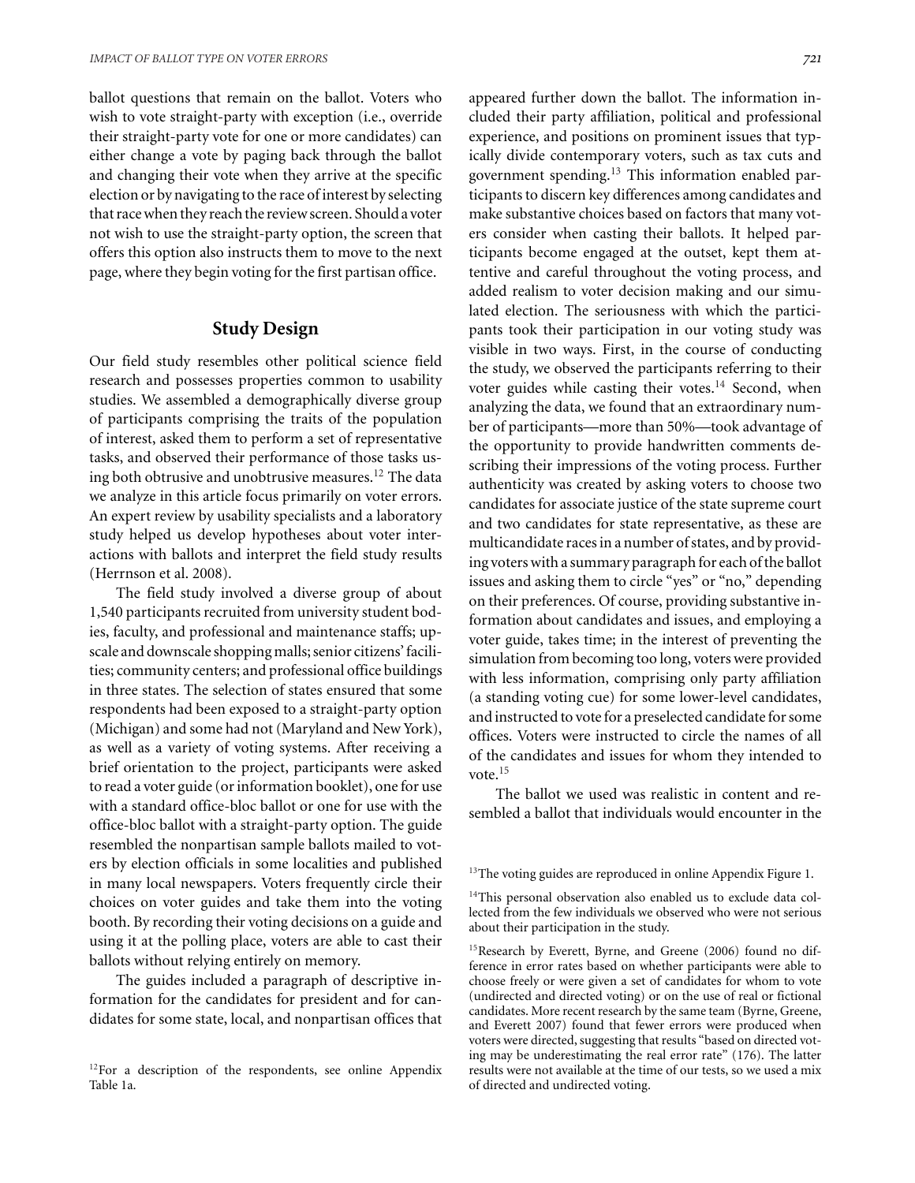ballot questions that remain on the ballot. Voters who wish to vote straight-party with exception (i.e., override their straight-party vote for one or more candidates) can either change a vote by paging back through the ballot and changing their vote when they arrive at the specific election or by navigating to the race of interest by selecting that race when they reach the review screen. Should a voter not wish to use the straight-party option, the screen that offers this option also instructs them to move to the next page, where they begin voting for the first partisan office.

## Study Design

Our field study resembles other political science field research and possesses properties common to usability studies. We assembled a demographically diverse group of participants comprising the traits of the population of interest, asked them to perform a set of representative tasks, and observed their performance of those tasks using both obtrusive and unobtrusive measures.[12] The data we analyze in this article focus primarily on voter errors. An expert review by usability specialists and a laboratory study helped us develop hypotheses about voter interactions with ballots and interpret the field study results (Herrnson et al. 2008).

The field study involved a diverse group of about 1,540 participants recruited from university student bodies, faculty, and professional and maintenance staffs; upscale and downscale shopping malls; senior citizens' facilities; community centers; and professional office buildings in three states. The selection of states ensured that some respondents had been exposed to a straight-party option (Michigan) and some had not (Maryland and New York), as well as a variety of voting systems. After receiving a brief orientation to the project, participants were asked to read a voter guide (or information booklet), one for use with a standard office-bloc ballot or one for use with the office-bloc ballot with a straight-party option. The guide resembled the nonpartisan sample ballots mailed to voters by election officials in some localities and published in many local newspapers. Voters frequently circle their choices on voter guides and take them into the voting booth. By recording their voting decisions on a guide and using it at the polling place, voters are able to cast their ballots without relying entirely on memory.

The guides included a paragraph of descriptive information for the candidates for president and for candidates for some state, local, and nonpartisan offices that appeared further down the ballot. The information included their party affiliation, political and professional experience, and positions on prominent issues that typically divide contemporary voters, such as tax cuts and government spending.[13] This information enabled participants to discern key differences among candidates and make substantive choices based on factors that many voters consider when casting their ballots. It helped participants become engaged at the outset, kept them attentive and careful throughout the voting process, and added realism to voter decision making and our simulated election. The seriousness with which the participants took their participation in our voting study was visible in two ways. First, in the course of conducting the study, we observed the participants referring to their voter guides while casting their votes.[14] Second, when analyzing the data, we found that an extraordinary number of participants—more than 50%—took advantage of the opportunity to provide handwritten comments describing their impressions of the voting process. Further authenticity was created by asking voters to choose two candidates for associate justice of the state supreme court and two candidates for state representative, as these are multicandidate races in a number of states, and by providing voters with a summary paragraph for each of the ballot issues and asking them to circle "yes" or "no," depending on their preferences. Of course, providing substantive information about candidates and issues, and employing a voter guide, takes time; in the interest of preventing the simulation from becoming too long, voters were provided with less information, comprising only party affiliation (a standing voting cue) for some lower-level candidates, and instructed to vote for a preselected candidate for some offices. Voters were instructed to circle the names of all of the candidates and issues for whom they intended to vote.[15]

The ballot we used was realistic in content and resembled a ballot that individuals would encounter in the

[12] For a description of the respondents, see online Appendix Table 1a.

[13] The voting guides are reproduced in online Appendix Figure 1.

[14] This personal observation also enabled us to exclude data collected from the few individuals we observed who were not serious about their participation in the study.

[15] Research by Everett, Byrne, and Greene (2006) found no difference in error rates based on whether participants were able to choose freely or were given a set of candidates for whom to vote (undirected and directed voting) or on the use of real or fictional candidates. More recent research by the same team (Byrne, Greene, and Everett 2007) found that fewer errors were produced when voters were directed, suggesting that results "based on directed voting may be underestimating the real error rate" (176). The latter results were not available at the time of our tests, so we used a mix of directed and undirected voting.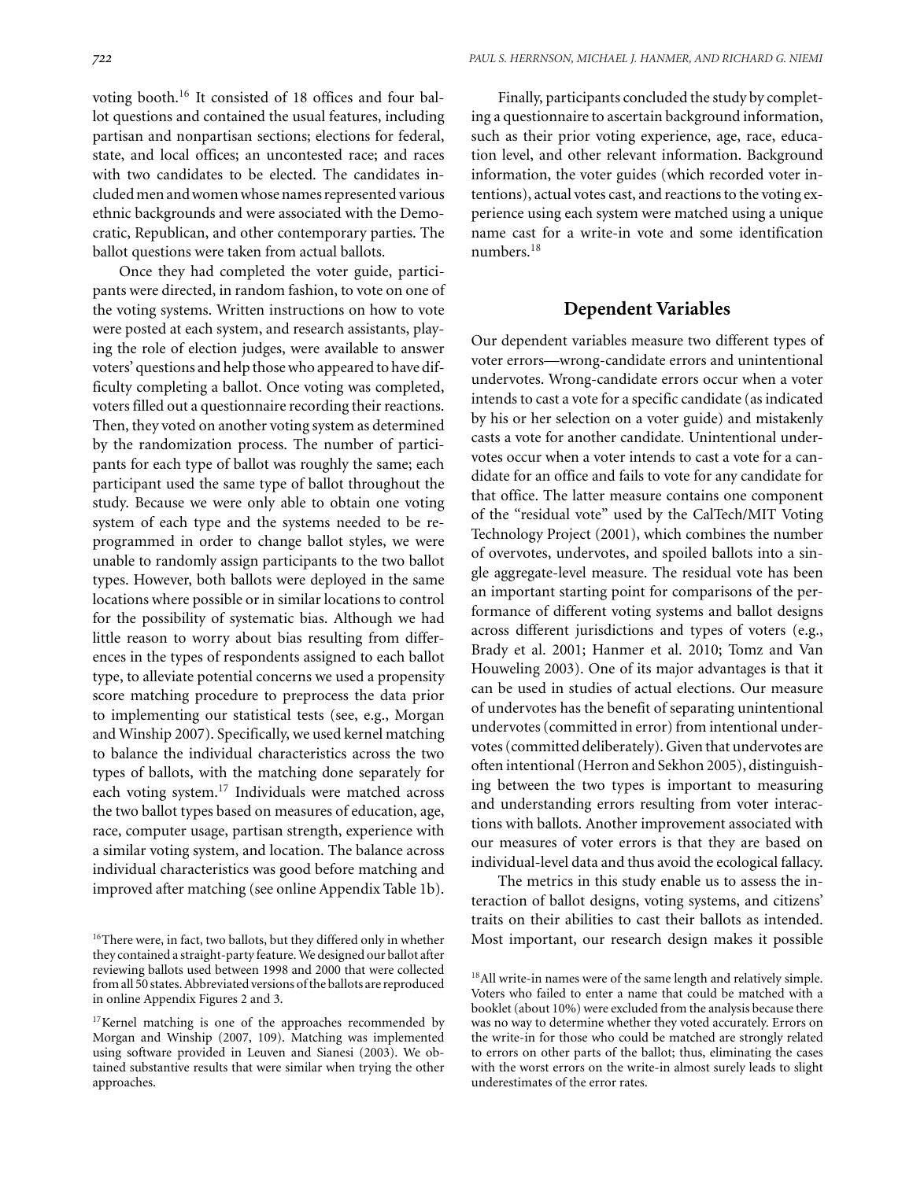voting booth.[16] It consisted of 18 offices and four ballot questions and contained the usual features, including partisan and nonpartisan sections; elections for federal, state, and local offices; an uncontested race; and races with two candidates to be elected. The candidates included men and women whose names represented various ethnic backgrounds and were associated with the Democratic, Republican, and other contemporary parties. The ballot questions were taken from actual ballots.

Once they had completed the voter guide, participants were directed, in random fashion, to vote on one of the voting systems. Written instructions on how to vote were posted at each system, and research assistants, playing the role of election judges, were available to answer voters' questions and help those who appeared to have difficulty completing a ballot. Once voting was completed, voters filled out a questionnaire recording their reactions. Then, they voted on another voting system as determined by the randomization process. The number of participants for each type of ballot was roughly the same; each participant used the same type of ballot throughout the study. Because we were only able to obtain one voting system of each type and the systems needed to be reprogrammed in order to change ballot styles, we were unable to randomly assign participants to the two ballot types. However, both ballots were deployed in the same locations where possible or in similar locations to control for the possibility of systematic bias. Although we had little reason to worry about bias resulting from differences in the types of respondents assigned to each ballot type, to alleviate potential concerns we used a propensity score matching procedure to preprocess the data prior to implementing our statistical tests (see, e.g., Morgan and Winship 2007). Specifically, we used kernel matching to balance the individual characteristics across the two types of ballots, with the matching done separately for each voting system.[17] Individuals were matched across the two ballot types based on measures of education, age, race, computer usage, partisan strength, experience with a similar voting system, and location. The balance across individual characteristics was good before matching and improved after matching (see online Appendix Table 1b).

Finally, participants concluded the study by completing a questionnaire to ascertain background information, such as their prior voting experience, age, race, education level, and other relevant information. Background information, the voter guides (which recorded voter intentions), actual votes cast, and reactions to the voting experience using each system were matched using a unique name cast for a write-in vote and some identification numbers.[18]

## Dependent Variables

Our dependent variables measure two different types of voter errors—wrong-candidate errors and unintentional undervotes. Wrong-candidate errors occur when a voter intends to cast a vote for a specific candidate (as indicated by his or her selection on a voter guide) and mistakenly casts a vote for another candidate. Unintentional undervotes occur when a voter intends to cast a vote for a candidate for an office and fails to vote for any candidate for that office. The latter measure contains one component of the "residual vote" used by the CalTech/MIT Voting Technology Project (2001), which combines the number of overvotes, undervotes, and spoiled ballots into a single aggregate-level measure. The residual vote has been an important starting point for comparisons of the performance of different voting systems and ballot designs across different jurisdictions and types of voters (e.g., Brady et al. 2001; Hanmer et al. 2010; Tomz and Van Houweling 2003). One of its major advantages is that it can be used in studies of actual elections. Our measure of undervotes has the benefit of separating unintentional undervotes (committed in error) from intentional undervotes (committed deliberately). Given that undervotes are often intentional (Herron and Sekhon 2005), distinguishing between the two types is important to measuring and understanding errors resulting from voter interactions with ballots. Another improvement associated with our measures of voter errors is that they are based on individual-level data and thus avoid the ecological fallacy.

The metrics in this study enable us to assess the interaction of ballot designs, voting systems, and citizens' traits on their abilities to cast their ballots as intended. Most important, our research design makes it possible

[16] There were, in fact, two ballots, but they differed only in whether they contained a straight-party feature. We designed our ballot after reviewing ballots used between 1998 and 2000 that were collected from all 50 states. Abbreviated versions of the ballots are reproduced in online Appendix Figures 2 and 3.

[17] Kernel matching is one of the approaches recommended by Morgan and Winship (2007, 109). Matching was implemented using software provided in Leuven and Sianesi (2003). We obtained substantive results that were similar when trying the other approaches.

[18] All write-in names were of the same length and relatively simple. Voters who failed to enter a name that could be matched with a booklet (about 10%) were excluded from the analysis because there was no way to determine whether they voted accurately. Errors on the write-in for those who could be matched are strongly related to errors on other parts of the ballot; thus, eliminating the cases with the worst errors on the write-in almost surely leads to slight underestimates of the error rates.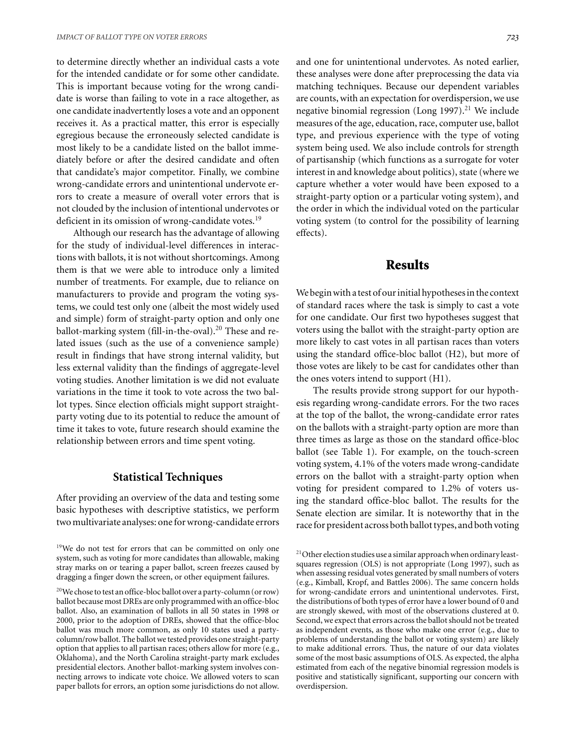to determine directly whether an individual casts a vote for the intended candidate or for some other candidate. This is important because voting for the wrong candidate is worse than failing to vote in a race altogether, as one candidate inadvertently loses a vote and an opponent receives it. As a practical matter, this error is especially egregious because the erroneously selected candidate is most likely to be a candidate listed on the ballot immediately before or after the desired candidate and often that candidate's major competitor. Finally, we combine wrong-candidate errors and unintentional undervote errors to create a measure of overall voter errors that is not clouded by the inclusion of intentional undervotes or deficient in its omission of wrong-candidate votes.[19]

Although our research has the advantage of allowing for the study of individual-level differences in interactions with ballots, it is not without shortcomings. Among them is that we were able to introduce only a limited number of treatments. For example, due to reliance on manufacturers to provide and program the voting systems, we could test only one (albeit the most widely used and simple) form of straight-party option and only one ballot-marking system (fill-in-the-oval).[20] These and related issues (such as the use of a convenience sample) result in findings that have strong internal validity, but less external validity than the findings of aggregate-level voting studies. Another limitation is we did not evaluate variations in the time it took to vote across the two ballot types. Since election officials might support straight-party voting due to its potential to reduce the amount of time it takes to vote, future research should examine the relationship between errors and time spent voting.

### Statistical Techniques

After providing an overview of the data and testing some basic hypotheses with descriptive statistics, we perform two multivariate analyses: one for wrong-candidate errors and one for unintentional undervotes. As noted earlier, these analyses were done after preprocessing the data via matching techniques. Because our dependent variables are counts, with an expectation for overdispersion, we use negative binomial regression (Long 1997).[21] We include measures of the age, education, race, computer use, ballot type, and previous experience with the type of voting system being used. We also include controls for strength of partisanship (which functions as a surrogate for voter interest in and knowledge about politics), state (where we capture whether a voter would have been exposed to a straight-party option or a particular voting system), and the order in which the individual voted on the particular voting system (to control for the possibility of learning effects).

## Results

We begin with a test of our initial hypotheses in the context of standard races where the task is simply to cast a vote for one candidate. Our first two hypotheses suggest that voters using the ballot with the straight-party option are more likely to cast votes in all partisan races than voters using the standard office-bloc ballot (H2), but more of those votes are likely to be cast for candidates other than the ones voters intend to support (H1).

The results provide strong support for our hypothesis regarding wrong-candidate errors. For the two races at the top of the ballot, the wrong-candidate error rates on the ballots with a straight-party option are more than three times as large as those on the standard office-bloc ballot (see Table 1). For example, on the touch-screen voting system, 4.1% of the voters made wrong-candidate errors on the ballot with a straight-party option when voting for president compared to 1.2% of voters using the standard office-bloc ballot. The results for the Senate election are similar. It is noteworthy that in the race for president across both ballot types, and both voting

[19]We do not test for errors that can be committed on only one system, such as voting for more candidates than allowable, making stray marks on or tearing a paper ballot, screen freezes caused by dragging a finger down the screen, or other equipment failures.

[20]We chose to test an office-bloc ballot over a party-column (or row) ballot because most DREs are only programmed with an office-bloc ballot. Also, an examination of ballots in all 50 states in 1998 or 2000, prior to the adoption of DREs, showed that the office-bloc ballot was much more common, as only 10 states used a party-column/row ballot. The ballot we tested provides one straight-party option that applies to all partisan races; others allow for more (e.g., Oklahoma), and the North Carolina straight-party mark excludes presidential electors. Another ballot-marking system involves connecting arrows to indicate vote choice. We allowed voters to scan paper ballots for errors, an option some jurisdictions do not allow.

[21]Other election studies use a similar approach when ordinary least-squares regression (OLS) is not appropriate (Long 1997), such as when assessing residual votes generated by small numbers of voters (e.g., Kimball, Kropf, and Battles 2006). The same concern holds for wrong-candidate errors and unintentional undervotes. First, the distributions of both types of error have a lower bound of 0 and are strongly skewed, with most of the observations clustered at 0. Second, we expect that errors across the ballot should not be treated as independent events, as those who make one error (e.g., due to problems of understanding the ballot or voting system) are likely to make additional errors. Thus, the nature of our data violates some of the most basic assumptions of OLS. As expected, the alpha estimated from each of the negative binomial regression models is positive and statistically significant, supporting our concern with overdispersion.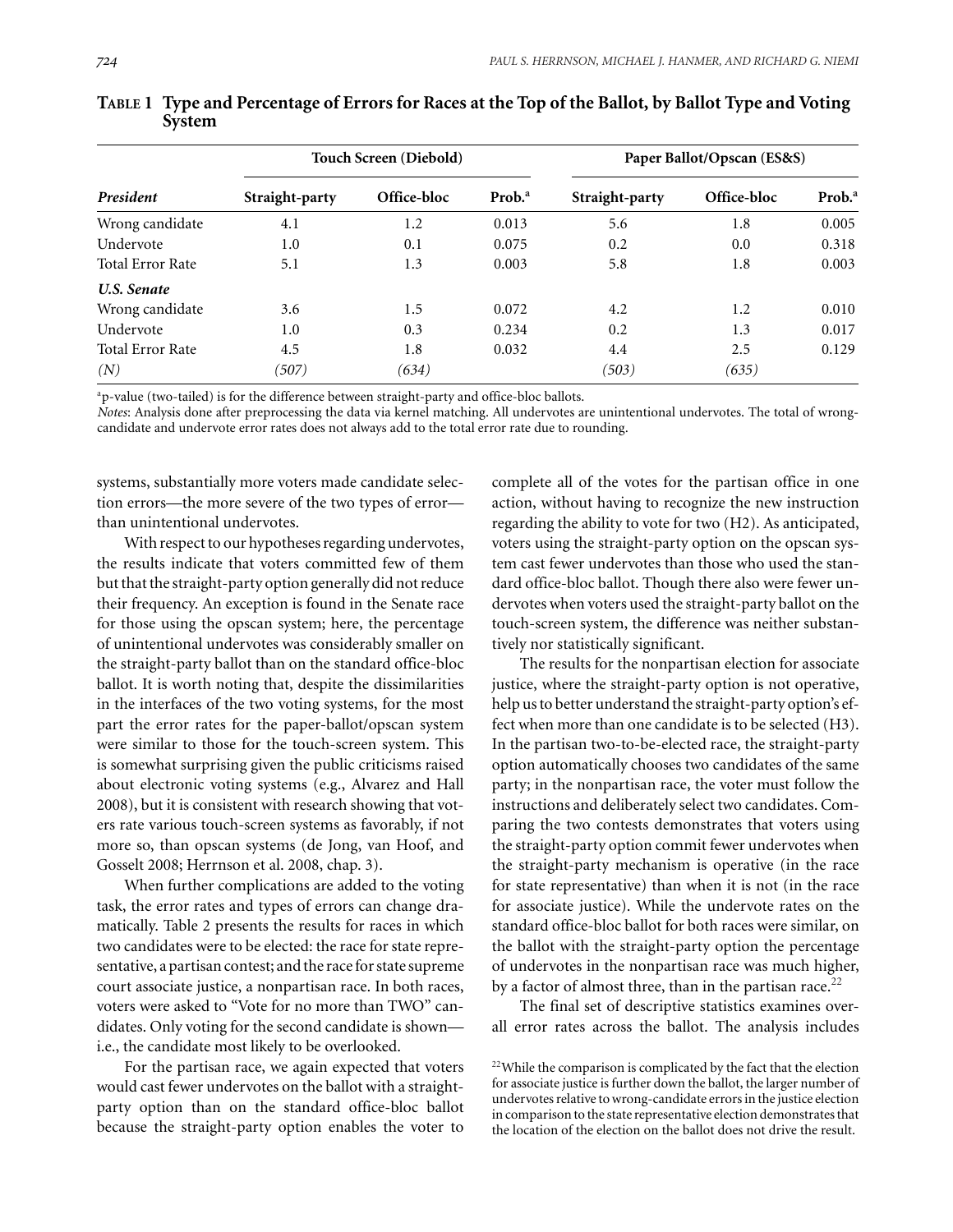**TABLE 1 Type and Percentage of Errors for Races at the Top of the Ballot, by Ballot Type and Voting System**

| | Touch Screen (Diebold) | | | Paper Ballot/Opscan (ES&S) | | |
|---|---|---|---|---|---|---|
| ***President*** | **Straight-party** | **Office-bloc** | **Prob.**[a] | **Straight-party** | **Office-bloc** | **Prob.**[a] |
| Wrong candidate | 4.1 | 1.2 | 0.013 | 5.6 | 1.8 | 0.005 |
| Undervote | 1.0 | 0.1 | 0.075 | 0.2 | 0.0 | 0.318 |
| Total Error Rate | 5.1 | 1.3 | 0.003 | 5.8 | 1.8 | 0.003 |
| ***U.S. Senate*** | | | | | | |
| Wrong candidate | 3.6 | 1.5 | 0.072 | 4.2 | 1.2 | 0.010 |
| Undervote | 1.0 | 0.3 | 0.234 | 0.2 | 1.3 | 0.017 |
| Total Error Rate | 4.5 | 1.8 | 0.032 | 4.4 | 2.5 | 0.129 |
| *(N)* | *(507)* | *(634)* | | *(503)* | *(635)* | |

[a]p-value (two-tailed) is for the difference between straight-party and office-bloc ballots.

*Notes*: Analysis done after preprocessing the data via kernel matching. All undervotes are unintentional undervotes. The total of wrong-candidate and undervote error rates does not always add to the total error rate due to rounding.

systems, substantially more voters made candidate selection errors—the more severe of the two types of error—than unintentional undervotes.

With respect to our hypotheses regarding undervotes, the results indicate that voters committed few of them but that the straight-party option generally did not reduce their frequency. An exception is found in the Senate race for those using the opscan system; here, the percentage of unintentional undervotes was considerably smaller on the straight-party ballot than on the standard office-bloc ballot. It is worth noting that, despite the dissimilarities in the interfaces of the two voting systems, for the most part the error rates for the paper-ballot/opscan system were similar to those for the touch-screen system. This is somewhat surprising given the public criticisms raised about electronic voting systems (e.g., Alvarez and Hall 2008), but it is consistent with research showing that voters rate various touch-screen systems as favorably, if not more so, than opscan systems (de Jong, van Hoof, and Gosselt 2008; Herrnson et al. 2008, chap. 3).

When further complications are added to the voting task, the error rates and types of errors can change dramatically. Table 2 presents the results for races in which two candidates were to be elected: the race for state representative, a partisan contest; and the race for state supreme court associate justice, a nonpartisan race. In both races, voters were asked to "Vote for no more than TWO" candidates. Only voting for the second candidate is shown—i.e., the candidate most likely to be overlooked.

For the partisan race, we again expected that voters would cast fewer undervotes on the ballot with a straight-party option than on the standard office-bloc ballot because the straight-party option enables the voter to complete all of the votes for the partisan office in one action, without having to recognize the new instruction regarding the ability to vote for two (H2). As anticipated, voters using the straight-party option on the opscan system cast fewer undervotes than those who used the standard office-bloc ballot. Though there also were fewer undervotes when voters used the straight-party ballot on the touch-screen system, the difference was neither substantively nor statistically significant.

The results for the nonpartisan election for associate justice, where the straight-party option is not operative, help us to better understand the straight-party option's effect when more than one candidate is to be selected (H3). In the partisan two-to-be-elected race, the straight-party option automatically chooses two candidates of the same party; in the nonpartisan race, the voter must follow the instructions and deliberately select two candidates. Comparing the two contests demonstrates that voters using the straight-party option commit fewer undervotes when the straight-party mechanism is operative (in the race for state representative) than when it is not (in the race for associate justice). While the undervote rates on the standard office-bloc ballot for both races were similar, on the ballot with the straight-party option the percentage of undervotes in the nonpartisan race was much higher, by a factor of almost three, than in the partisan race.[22]

The final set of descriptive statistics examines overall error rates across the ballot. The analysis includes

[22]While the comparison is complicated by the fact that the election for associate justice is further down the ballot, the larger number of undervotes relative to wrong-candidate errors in the justice election in comparison to the state representative election demonstrates that the location of the election on the ballot does not drive the result.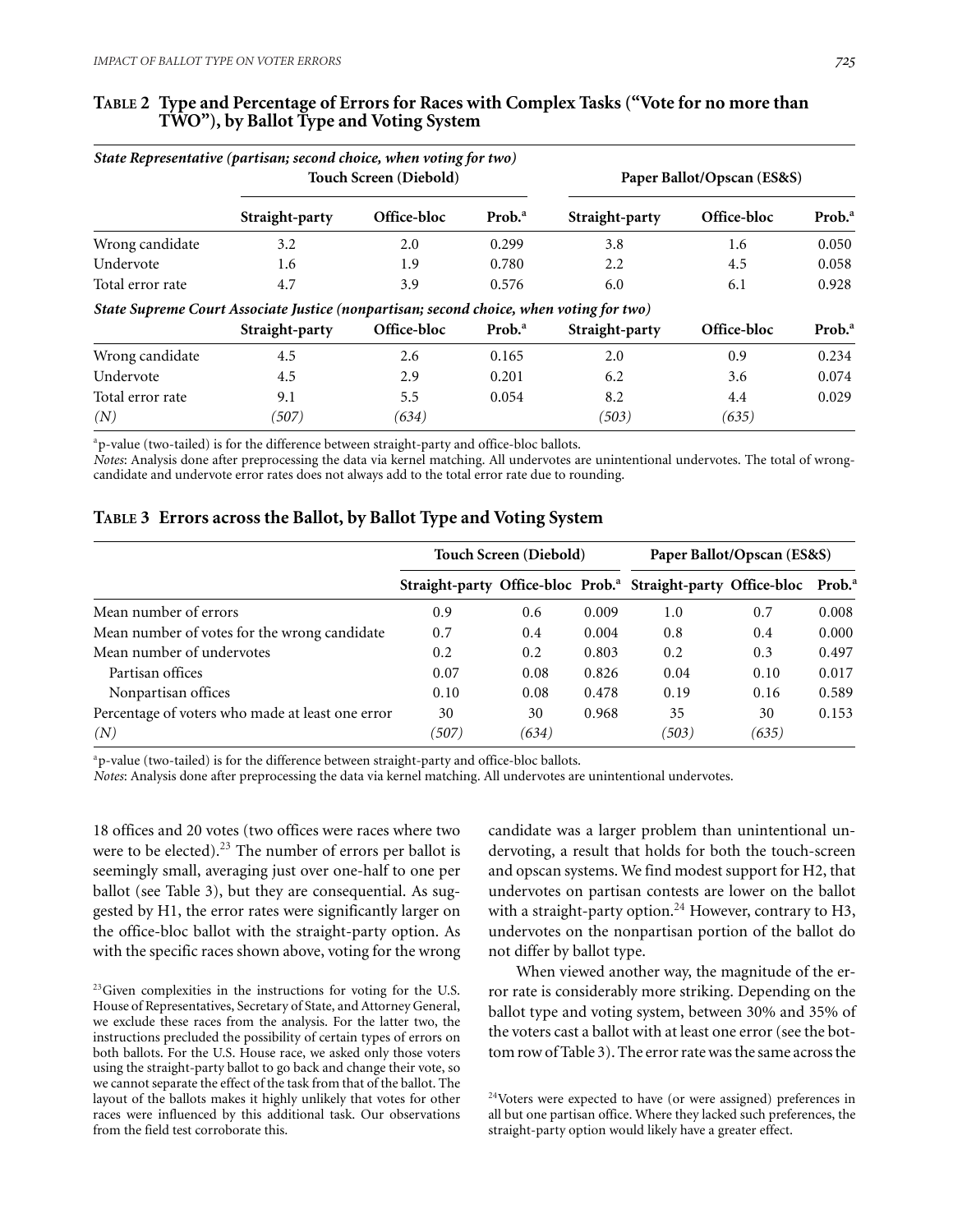**TABLE 2 Type and Percentage of Errors for Races with Complex Tasks ("Vote for no more than TWO"), by Ballot Type and Voting System**

| | Touch Screen (Diebold) | | | Paper Ballot/Opscan (ES&S) | | |
|---|---|---|---|---|---|---|
| ***State Representative (partisan; second choice, when voting for two)*** | | | | | | |
| | Straight-party | Office-bloc | Prob.[a] | Straight-party | Office-bloc | Prob.[a] |
| Wrong candidate | 3.2 | 2.0 | 0.299 | 3.8 | 1.6 | 0.050 |
| Undervote | 1.6 | 1.9 | 0.780 | 2.2 | 4.5 | 0.058 |
| Total error rate | 4.7 | 3.9 | 0.576 | 6.0 | 6.1 | 0.928 |
| ***State Supreme Court Associate Justice (nonpartisan; second choice, when voting for two)*** | | | | | | |
| | Straight-party | Office-bloc | Prob.[a] | Straight-party | Office-bloc | Prob.[a] |
| Wrong candidate | 4.5 | 2.6 | 0.165 | 2.0 | 0.9 | 0.234 |
| Undervote | 4.5 | 2.9 | 0.201 | 6.2 | 3.6 | 0.074 |
| Total error rate | 9.1 | 5.5 | 0.054 | 8.2 | 4.4 | 0.029 |
| *(N)* | *(507)* | *(634)* | | *(503)* | *(635)* | |

[a]p-value (two-tailed) is for the difference between straight-party and office-bloc ballots.

*Notes*: Analysis done after preprocessing the data via kernel matching. All undervotes are unintentional undervotes. The total of wrong-candidate and undervote error rates does not always add to the total error rate due to rounding.

**TABLE 3 Errors across the Ballot, by Ballot Type and Voting System**

| | Touch Screen (Diebold) | | | Paper Ballot/Opscan (ES&S) | | |
|---|---|---|---|---|---|---|
| | Straight-party | Office-bloc | Prob.[a] | Straight-party | Office-bloc | Prob.[a] |
| Mean number of errors | 0.9 | 0.6 | 0.009 | 1.0 | 0.7 | 0.008 |
| Mean number of votes for the wrong candidate | 0.7 | 0.4 | 0.004 | 0.8 | 0.4 | 0.000 |
| Mean number of undervotes | 0.2 | 0.2 | 0.803 | 0.2 | 0.3 | 0.497 |
| Partisan offices | 0.07 | 0.08 | 0.826 | 0.04 | 0.10 | 0.017 |
| Nonpartisan offices | 0.10 | 0.08 | 0.478 | 0.19 | 0.16 | 0.589 |
| Percentage of voters who made at least one error | 30 | 30 | 0.968 | 35 | 30 | 0.153 |
| *(N)* | *(507)* | *(634)* | | *(503)* | *(635)* | |

[a]p-value (two-tailed) is for the difference between straight-party and office-bloc ballots.

*Notes*: Analysis done after preprocessing the data via kernel matching. All undervotes are unintentional undervotes.

18 offices and 20 votes (two offices were races where two were to be elected).[23] The number of errors per ballot is seemingly small, averaging just over one-half to one per ballot (see Table 3), but they are consequential. As suggested by H1, the error rates were significantly larger on the office-bloc ballot with the straight-party option. As with the specific races shown above, voting for the wrong candidate was a larger problem than unintentional undervoting, a result that holds for both the touch-screen and opscan systems. We find modest support for H2, that undervotes on partisan contests are lower on the ballot with a straight-party option.[24] However, contrary to H3, undervotes on the nonpartisan portion of the ballot do not differ by ballot type.

When viewed another way, the magnitude of the error rate is considerably more striking. Depending on the ballot type and voting system, between 30% and 35% of the voters cast a ballot with at least one error (see the bottom row of Table 3). The error rate was the same across the

[23]Given complexities in the instructions for voting for the U.S. House of Representatives, Secretary of State, and Attorney General, we exclude these races from the analysis. For the latter two, the instructions precluded the possibility of certain types of errors on both ballots. For the U.S. House race, we asked only those voters using the straight-party ballot to go back and change their vote, so we cannot separate the effect of the task from that of the ballot. The layout of the ballots makes it highly unlikely that votes for other races were influenced by this additional task. Our observations from the field test corroborate this.

[24]Voters were expected to have (or were assigned) preferences in all but one partisan office. Where they lacked such preferences, the straight-party option would likely have a greater effect.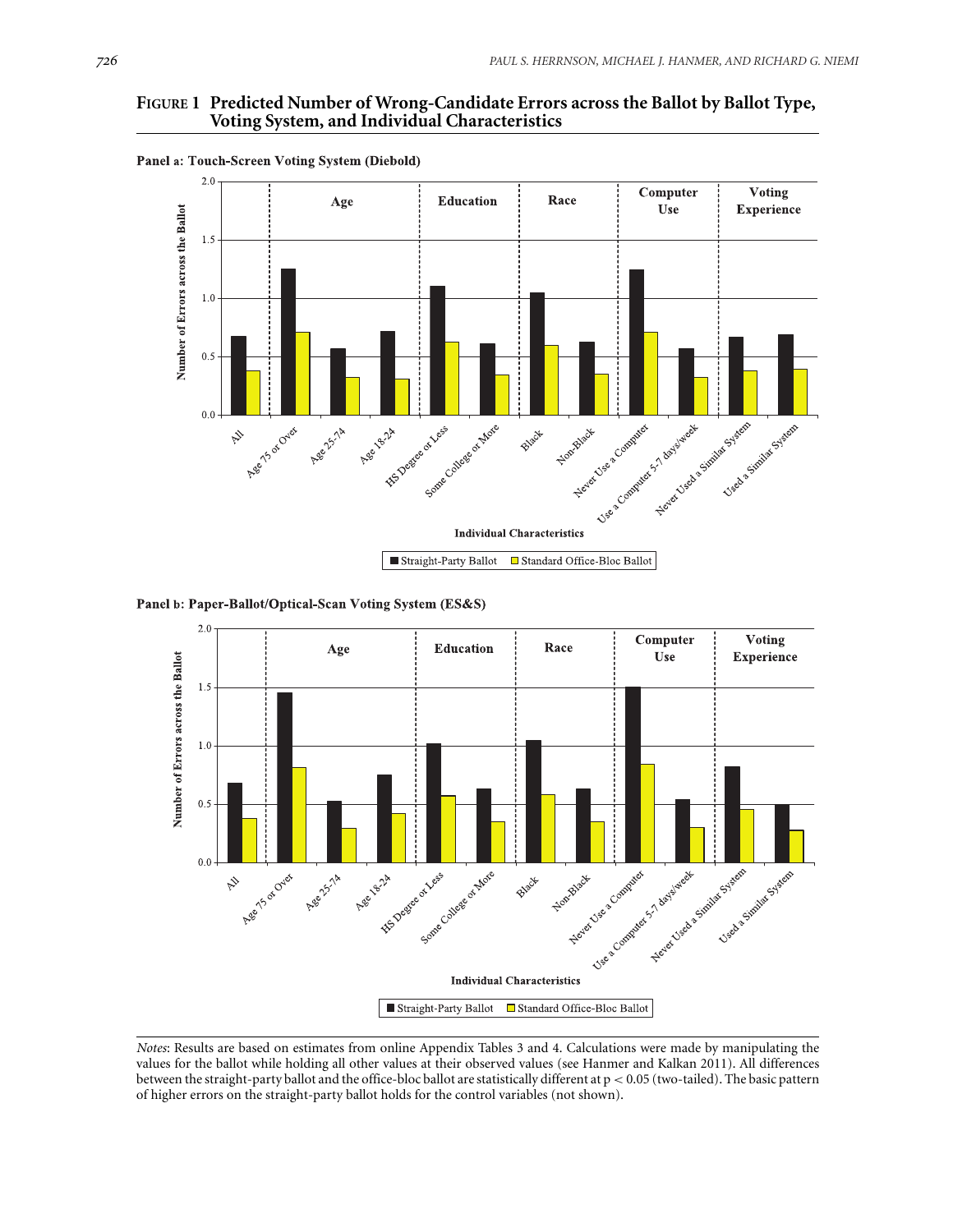**FIGURE 1 Predicted Number of Wrong-Candidate Errors across the Ballot by Ballot Type, Voting System, and Individual Characteristics**

**Panel a: Touch-Screen Voting System (Diebold)**

Number of Errors across the Ballot

2.0
1.5
1.0
0.5
0.0

Age | Education | Race | Computer Use | Voting Experience

All
Age 75 or Over
Age 25-74
Age 18-24
HS Degree or Less
Some College or More
Black
Non-Black
Never Use a Computer
Use a Computer 5-7 days/week
Never Used a Similar System
Used a Similar System

Individual Characteristics

Straight-Party Ballot
Standard Office-Bloc Ballot

**Panel b: Paper-Ballot/Optical-Scan Voting System (ES&S)**

Number of Errors across the Ballot

2.0
1.5
1.0
0.5
0.0

Age | Education | Race | Computer Use | Voting Experience

All
Age 75 or Over
Age 25-74
Age 18-24
HS Degree or Less
Some College or More
Black
Non-Black
Never Use a Computer
Use a Computer 5-7 days/week
Never Used a Similar System
Used a Similar System

Individual Characteristics

Straight-Party Ballot
Standard Office-Bloc Ballot

*Notes*: Results are based on estimates from online Appendix Tables 3 and 4. Calculations were made by manipulating the values for the ballot while holding all other values at their observed values (see Hanmer and Kalkan 2011). All differences between the straight-party ballot and the office-bloc ballot are statistically different at $p < 0.05$ (two-tailed). The basic pattern of higher errors on the straight-party ballot holds for the control variables (not shown).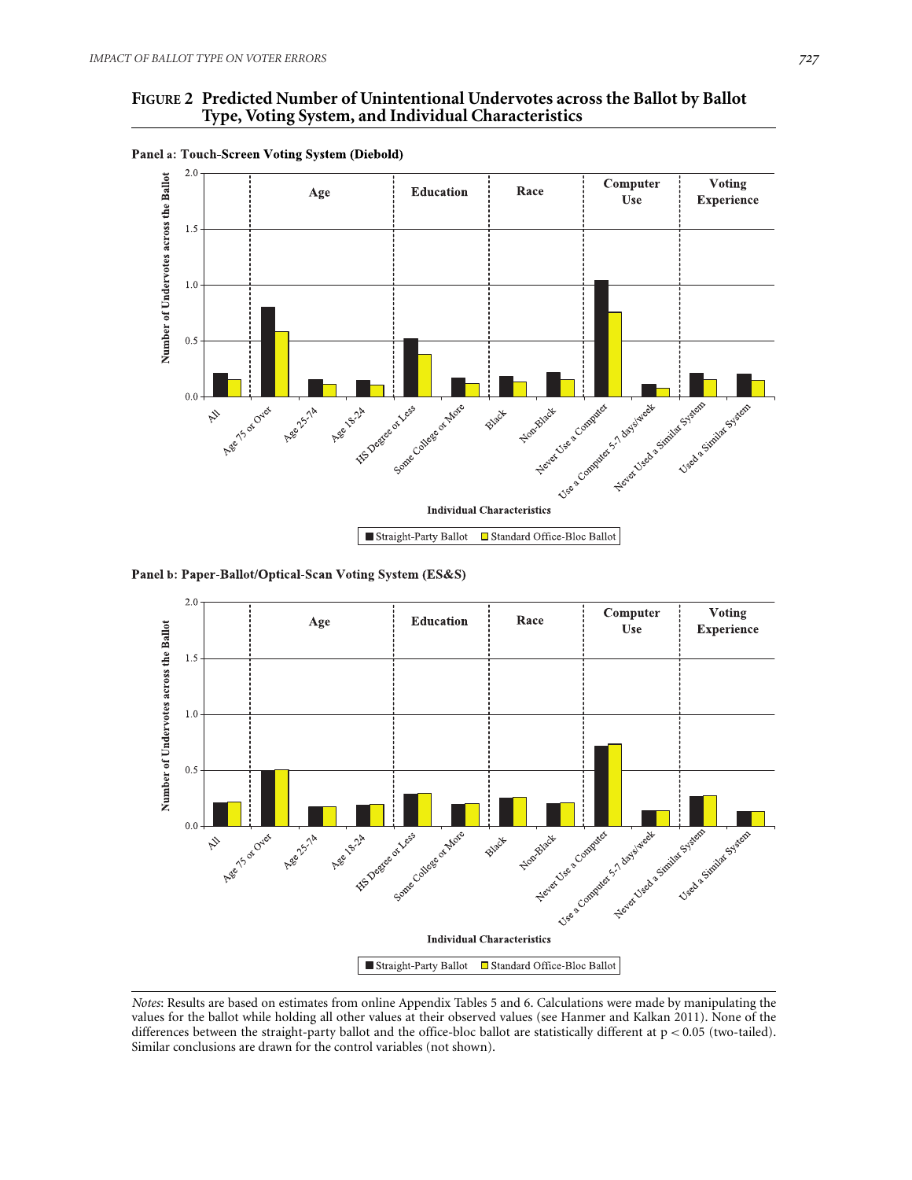**Figure 2 Predicted Number of Unintentional Undervotes across the Ballot by Ballot Type, Voting System, and Individual Characteristics**

**Panel a: Touch-Screen Voting System (Diebold)**

Number of Undervotes across the Ballot

2.0
1.5
1.0
0.5
0.0

Age
Education
Race
Computer Use
Voting Experience

All
Age 75 or Over
Age 25-74
Age 18-24
HS Degree or Less
Some College or More
Black
Non-Black
Never Use a Computer
Use a Computer 5-7 days/week
Never Used a Similar System
Used a Similar System

Individual Characteristics

Straight-Party Ballot
Standard Office-Bloc Ballot

**Panel b: Paper-Ballot/Optical-Scan Voting System (ES&S)**

Number of Undervotes across the Ballot

2.0
1.5
1.0
0.5
0.0

Age
Education
Race
Computer Use
Voting Experience

All
Age 75 or Over
Age 25-74
Age 18-24
HS Degree or Less
Some College or More
Black
Non-Black
Never Use a Computer
Use a Computer 5-7 days/week
Never Used a Similar System
Used a Similar System

Individual Characteristics

Straight-Party Ballot
Standard Office-Bloc Ballot

*Notes*: Results are based on estimates from online Appendix Tables 5 and 6. Calculations were made by manipulating the values for the ballot while holding all other values at their observed values (see Hanmer and Kalkan 2011). None of the differences between the straight-party ballot and the office-bloc ballot are statistically different at $p < 0.05$ (two-tailed). Similar conclusions are drawn for the control variables (not shown).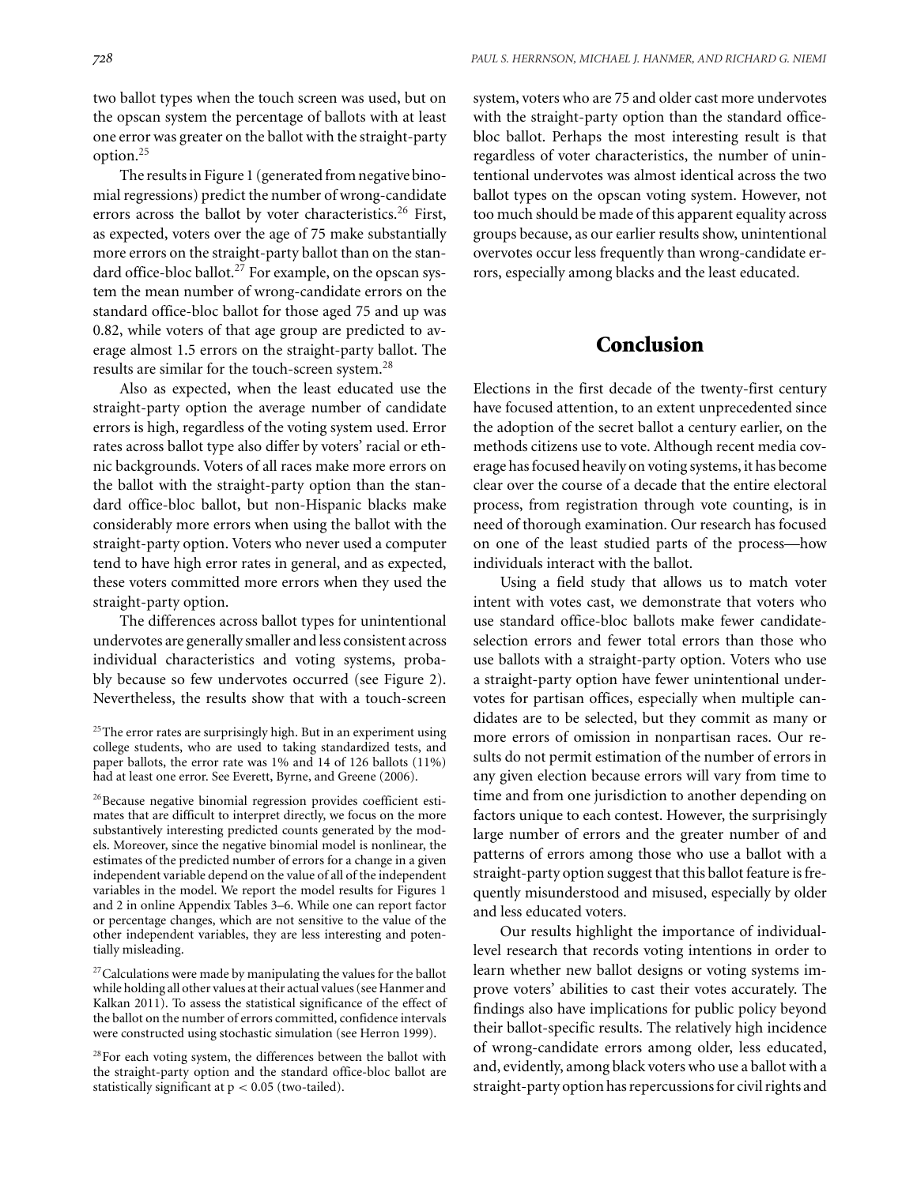two ballot types when the touch screen was used, but on the opscan system the percentage of ballots with at least one error was greater on the ballot with the straight-party option.[25]

The results in Figure 1 (generated from negative binomial regressions) predict the number of wrong-candidate errors across the ballot by voter characteristics.[26] First, as expected, voters over the age of 75 make substantially more errors on the straight-party ballot than on the standard office-bloc ballot.[27] For example, on the opscan system the mean number of wrong-candidate errors on the standard office-bloc ballot for those aged 75 and up was 0.82, while voters of that age group are predicted to average almost 1.5 errors on the straight-party ballot. The results are similar for the touch-screen system.[28]

Also as expected, when the least educated use the straight-party option the average number of candidate errors is high, regardless of the voting system used. Error rates across ballot type also differ by voters' racial or ethnic backgrounds. Voters of all races make more errors on the ballot with the straight-party option than the standard office-bloc ballot, but non-Hispanic blacks make considerably more errors when using the ballot with the straight-party option. Voters who never used a computer tend to have high error rates in general, and as expected, these voters committed more errors when they used the straight-party option.

The differences across ballot types for unintentional undervotes are generally smaller and less consistent across individual characteristics and voting systems, probably because so few undervotes occurred (see Figure 2). Nevertheless, the results show that with a touch-screen system, voters who are 75 and older cast more undervotes with the straight-party option than the standard office-bloc ballot. Perhaps the most interesting result is that regardless of voter characteristics, the number of unintentional undervotes was almost identical across the two ballot types on the opscan voting system. However, not too much should be made of this apparent equality across groups because, as our earlier results show, unintentional overvotes occur less frequently than wrong-candidate errors, especially among blacks and the least educated.

## Conclusion

Elections in the first decade of the twenty-first century have focused attention, to an extent unprecedented since the adoption of the secret ballot a century earlier, on the methods citizens use to vote. Although recent media coverage has focused heavily on voting systems, it has become clear over the course of a decade that the entire electoral process, from registration through vote counting, is in need of thorough examination. Our research has focused on one of the least studied parts of the process—how individuals interact with the ballot.

Using a field study that allows us to match voter intent with votes cast, we demonstrate that voters who use standard office-bloc ballots make fewer candidate-selection errors and fewer total errors than those who use ballots with a straight-party option. Voters who use a straight-party option have fewer unintentional undervotes for partisan offices, especially when multiple candidates are to be selected, but they commit as many or more errors of omission in nonpartisan races. Our results do not permit estimation of the number of errors in any given election because errors will vary from time to time and from one jurisdiction to another depending on factors unique to each contest. However, the surprisingly large number of errors and the greater number of and patterns of errors among those who use a ballot with a straight-party option suggest that this ballot feature is frequently misunderstood and misused, especially by older and less educated voters.

Our results highlight the importance of individual-level research that records voting intentions in order to learn whether new ballot designs or voting systems improve voters' abilities to cast their votes accurately. The findings also have implications for public policy beyond their ballot-specific results. The relatively high incidence of wrong-candidate errors among older, less educated, and, evidently, among black voters who use a ballot with a straight-party option has repercussions for civil rights and

[25]The error rates are surprisingly high. But in an experiment using college students, who are used to taking standardized tests, and paper ballots, the error rate was 1% and 14 of 126 ballots (11%) had at least one error. See Everett, Byrne, and Greene (2006).

[26]Because negative binomial regression provides coefficient estimates that are difficult to interpret directly, we focus on the more substantively interesting predicted counts generated by the models. Moreover, since the negative binomial model is nonlinear, the estimates of the predicted number of errors for a change in a given independent variable depend on the value of all of the independent variables in the model. We report the model results for Figures 1 and 2 in online Appendix Tables 3–6. While one can report factor or percentage changes, which are not sensitive to the value of the other independent variables, they are less interesting and potentially misleading.

[27]Calculations were made by manipulating the values for the ballot while holding all other values at their actual values (see Hanmer and Kalkan 2011). To assess the statistical significance of the effect of the ballot on the number of errors committed, confidence intervals were constructed using stochastic simulation (see Herron 1999).

[28]For each voting system, the differences between the ballot with the straight-party option and the standard office-bloc ballot are statistically significant at $p < 0.05$ (two-tailed).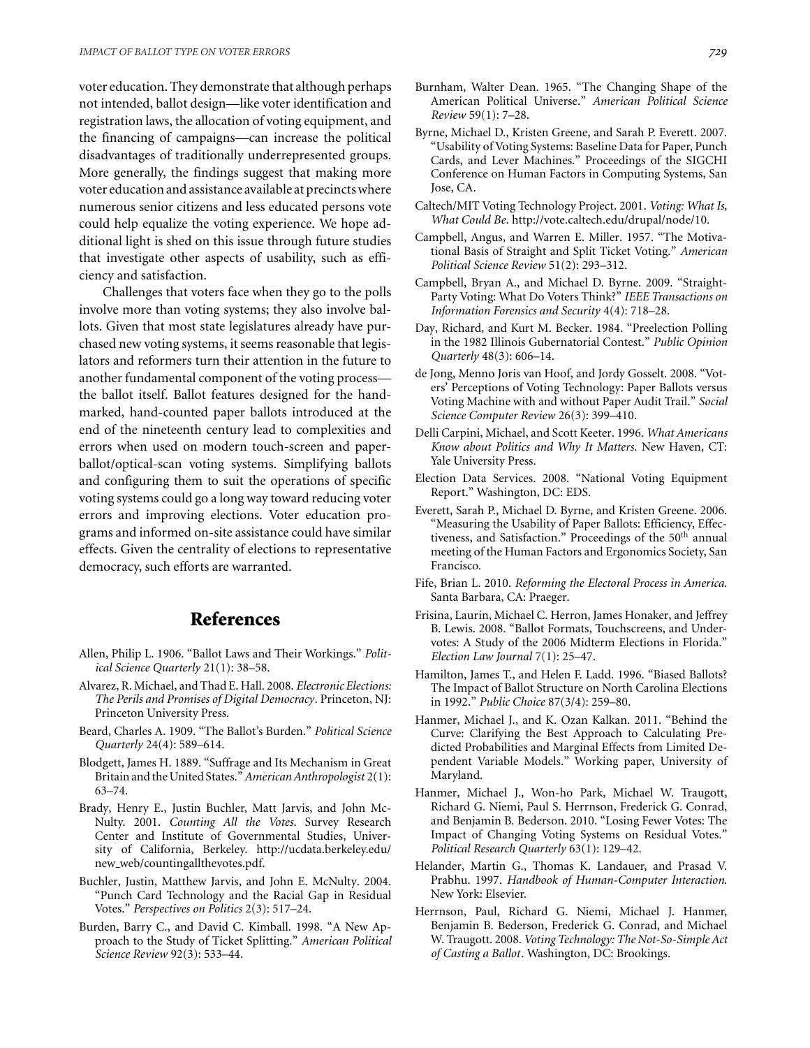voter education. They demonstrate that although perhaps not intended, ballot design—like voter identification and registration laws, the allocation of voting equipment, and the financing of campaigns—can increase the political disadvantages of traditionally underrepresented groups. More generally, the findings suggest that making more voter education and assistance available at precincts where numerous senior citizens and less educated persons vote could help equalize the voting experience. We hope additional light is shed on this issue through future studies that investigate other aspects of usability, such as efficiency and satisfaction.

Challenges that voters face when they go to the polls involve more than voting systems; they also involve ballots. Given that most state legislatures already have purchased new voting systems, it seems reasonable that legislators and reformers turn their attention in the future to another fundamental component of the voting process—the ballot itself. Ballot features designed for the hand-marked, hand-counted paper ballots introduced at the end of the nineteenth century lead to complexities and errors when used on modern touch-screen and paper-ballot/optical-scan voting systems. Simplifying ballots and configuring them to suit the operations of specific voting systems could go a long way toward reducing voter errors and improving elections. Voter education programs and informed on-site assistance could have similar effects. Given the centrality of elections to representative democracy, such efforts are warranted.

## References

Allen, Philip L. 1906. "Ballot Laws and Their Workings." *Political Science Quarterly* 21(1): 38–58.

Alvarez, R. Michael, and Thad E. Hall. 2008. *Electronic Elections: The Perils and Promises of Digital Democracy*. Princeton, NJ: Princeton University Press.

Beard, Charles A. 1909. "The Ballot's Burden." *Political Science Quarterly* 24(4): 589–614.

Blodgett, James H. 1889. "Suffrage and Its Mechanism in Great Britain and the United States." *American Anthropologist* 2(1): 63–74.

Brady, Henry E., Justin Buchler, Matt Jarvis, and John McNulty. 2001. *Counting All the Votes*. Survey Research Center and Institute of Governmental Studies, University of California, Berkeley. http://ucdata.berkeley.edu/new_web/countingallthevotes.pdf.

Buchler, Justin, Matthew Jarvis, and John E. McNulty. 2004. "Punch Card Technology and the Racial Gap in Residual Votes." *Perspectives on Politics* 2(3): 517–24.

Burden, Barry C., and David C. Kimball. 1998. "A New Approach to the Study of Ticket Splitting." *American Political Science Review* 92(3): 533–44.

Burnham, Walter Dean. 1965. "The Changing Shape of the American Political Universe." *American Political Science Review* 59(1): 7–28.

Byrne, Michael D., Kristen Greene, and Sarah P. Everett. 2007. "Usability of Voting Systems: Baseline Data for Paper, Punch Cards, and Lever Machines." Proceedings of the SIGCHI Conference on Human Factors in Computing Systems, San Jose, CA.

Caltech/MIT Voting Technology Project. 2001. *Voting: What Is, What Could Be*. http://vote.caltech.edu/drupal/node/10.

Campbell, Angus, and Warren E. Miller. 1957. "The Motivational Basis of Straight and Split Ticket Voting." *American Political Science Review* 51(2): 293–312.

Campbell, Bryan A., and Michael D. Byrne. 2009. "Straight-Party Voting: What Do Voters Think?" *IEEE Transactions on Information Forensics and Security* 4(4): 718–28.

Day, Richard, and Kurt M. Becker. 1984. "Preelection Polling in the 1982 Illinois Gubernatorial Contest." *Public Opinion Quarterly* 48(3): 606–14.

de Jong, Menno Joris van Hoof, and Jordy Gosselt. 2008. "Voters' Perceptions of Voting Technology: Paper Ballots versus Voting Machine with and without Paper Audit Trail." *Social Science Computer Review* 26(3): 399–410.

Delli Carpini, Michael, and Scott Keeter. 1996. *What Americans Know about Politics and Why It Matters*. New Haven, CT: Yale University Press.

Election Data Services. 2008. "National Voting Equipment Report." Washington, DC: EDS.

Everett, Sarah P., Michael D. Byrne, and Kristen Greene. 2006. "Measuring the Usability of Paper Ballots: Efficiency, Effectiveness, and Satisfaction." Proceedings of the 50th annual meeting of the Human Factors and Ergonomics Society, San Francisco.

Fife, Brian L. 2010. *Reforming the Electoral Process in America*. Santa Barbara, CA: Praeger.

Frisina, Laurin, Michael C. Herron, James Honaker, and Jeffrey B. Lewis. 2008. "Ballot Formats, Touchscreens, and Undervotes: A Study of the 2006 Midterm Elections in Florida." *Election Law Journal* 7(1): 25–47.

Hamilton, James T., and Helen F. Ladd. 1996. "Biased Ballots? The Impact of Ballot Structure on North Carolina Elections in 1992." *Public Choice* 87(3/4): 259–80.

Hanmer, Michael J., and K. Ozan Kalkan. 2011. "Behind the Curve: Clarifying the Best Approach to Calculating Predicted Probabilities and Marginal Effects from Limited Dependent Variable Models." Working paper, University of Maryland.

Hanmer, Michael J., Won-ho Park, Michael W. Traugott, Richard G. Niemi, Paul S. Herrnson, Frederick G. Conrad, and Benjamin B. Bederson. 2010. "Losing Fewer Votes: The Impact of Changing Voting Systems on Residual Votes." *Political Research Quarterly* 63(1): 129–42.

Helander, Martin G., Thomas K. Landauer, and Prasad V. Prabhu. 1997. *Handbook of Human-Computer Interaction*. New York: Elsevier.

Herrnson, Paul, Richard G. Niemi, Michael J. Hanmer, Benjamin B. Bederson, Frederick G. Conrad, and Michael W. Traugott. 2008. *Voting Technology: The Not-So-Simple Act of Casting a Ballot*. Washington, DC: Brookings.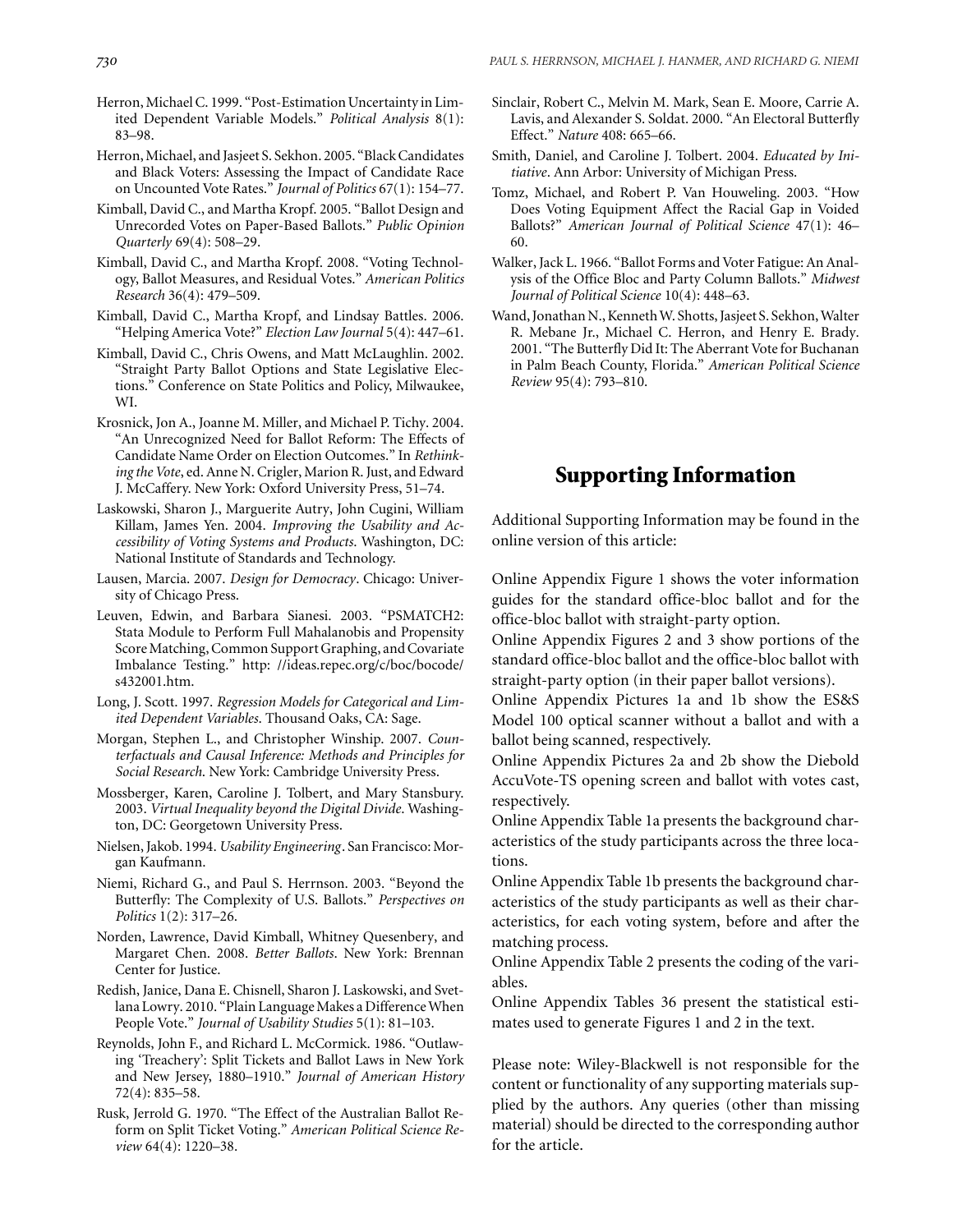Herron, Michael C. 1999. "Post-Estimation Uncertainty in Limited Dependent Variable Models." *Political Analysis* 8(1): 83–98.

Herron, Michael, and Jasjeet S. Sekhon. 2005. "Black Candidates and Black Voters: Assessing the Impact of Candidate Race on Uncounted Vote Rates." *Journal of Politics* 67(1): 154–77.

Kimball, David C., and Martha Kropf. 2005. "Ballot Design and Unrecorded Votes on Paper-Based Ballots." *Public Opinion Quarterly* 69(4): 508–29.

Kimball, David C., and Martha Kropf. 2008. "Voting Technology, Ballot Measures, and Residual Votes." *American Politics Research* 36(4): 479–509.

Kimball, David C., Martha Kropf, and Lindsay Battles. 2006. "Helping America Vote?" *Election Law Journal* 5(4): 447–61.

Kimball, David C., Chris Owens, and Matt McLaughlin. 2002. "Straight Party Ballot Options and State Legislative Elections." Conference on State Politics and Policy, Milwaukee, WI.

Krosnick, Jon A., Joanne M. Miller, and Michael P. Tichy. 2004. "An Unrecognized Need for Ballot Reform: The Effects of Candidate Name Order on Election Outcomes." In *Rethinking the Vote*, ed. Anne N. Crigler, Marion R. Just, and Edward J. McCaffery. New York: Oxford University Press, 51–74.

Laskowski, Sharon J., Marguerite Autry, John Cugini, William Killam, James Yen. 2004. *Improving the Usability and Accessibility of Voting Systems and Products*. Washington, DC: National Institute of Standards and Technology.

Lausen, Marcia. 2007. *Design for Democracy*. Chicago: University of Chicago Press.

Leuven, Edwin, and Barbara Sianesi. 2003. "PSMATCH2: Stata Module to Perform Full Mahalanobis and Propensity Score Matching, Common Support Graphing, and Covariate Imbalance Testing." http: //ideas.repec.org/c/boc/bocode/s432001.htm.

Long, J. Scott. 1997. *Regression Models for Categorical and Limited Dependent Variables*. Thousand Oaks, CA: Sage.

Morgan, Stephen L., and Christopher Winship. 2007. *Counterfactuals and Causal Inference: Methods and Principles for Social Research*. New York: Cambridge University Press.

Mossberger, Karen, Caroline J. Tolbert, and Mary Stansbury. 2003. *Virtual Inequality beyond the Digital Divide*. Washington, DC: Georgetown University Press.

Nielsen, Jakob. 1994. *Usability Engineering*. San Francisco: Morgan Kaufmann.

Niemi, Richard G., and Paul S. Herrnson. 2003. "Beyond the Butterfly: The Complexity of U.S. Ballots." *Perspectives on Politics* 1(2): 317–26.

Norden, Lawrence, David Kimball, Whitney Quesenbery, and Margaret Chen. 2008. *Better Ballots*. New York: Brennan Center for Justice.

Redish, Janice, Dana E. Chisnell, Sharon J. Laskowski, and Svetlana Lowry. 2010. "Plain Language Makes a Difference When People Vote." *Journal of Usability Studies* 5(1): 81–103.

Reynolds, John F., and Richard L. McCormick. 1986. "Outlawing 'Treachery': Split Tickets and Ballot Laws in New York and New Jersey, 1880–1910." *Journal of American History* 72(4): 835–58.

Rusk, Jerrold G. 1970. "The Effect of the Australian Ballot Reform on Split Ticket Voting." *American Political Science Review* 64(4): 1220–38.

Sinclair, Robert C., Melvin M. Mark, Sean E. Moore, Carrie A. Lavis, and Alexander S. Soldat. 2000. "An Electoral Butterfly Effect." *Nature* 408: 665–66.

Smith, Daniel, and Caroline J. Tolbert. 2004. *Educated by Initiative*. Ann Arbor: University of Michigan Press.

Tomz, Michael, and Robert P. Van Houweling. 2003. "How Does Voting Equipment Affect the Racial Gap in Voided Ballots?" *American Journal of Political Science* 47(1): 46–60.

Walker, Jack L. 1966. "Ballot Forms and Voter Fatigue: An Analysis of the Office Bloc and Party Column Ballots." *Midwest Journal of Political Science* 10(4): 448–63.

Wand, Jonathan N., Kenneth W. Shotts, Jasjeet S. Sekhon, Walter R. Mebane Jr., Michael C. Herron, and Henry E. Brady. 2001. "The Butterfly Did It: The Aberrant Vote for Buchanan in Palm Beach County, Florida." *American Political Science Review* 95(4): 793–810.

## Supporting Information

Additional Supporting Information may be found in the online version of this article:

Online Appendix Figure 1 shows the voter information guides for the standard office-bloc ballot and for the office-bloc ballot with straight-party option.

Online Appendix Figures 2 and 3 show portions of the standard office-bloc ballot and the office-bloc ballot with straight-party option (in their paper ballot versions).

Online Appendix Pictures 1a and 1b show the ES&S Model 100 optical scanner without a ballot and with a ballot being scanned, respectively.

Online Appendix Pictures 2a and 2b show the Diebold AccuVote-TS opening screen and ballot with votes cast, respectively.

Online Appendix Table 1a presents the background characteristics of the study participants across the three locations.

Online Appendix Table 1b presents the background characteristics of the study participants as well as their characteristics, for each voting system, before and after the matching process.

Online Appendix Table 2 presents the coding of the variables.

Online Appendix Tables 36 present the statistical estimates used to generate Figures 1 and 2 in the text.

Please note: Wiley-Blackwell is not responsible for the content or functionality of any supporting materials supplied by the authors. Any queries (other than missing material) should be directed to the corresponding author for the article.